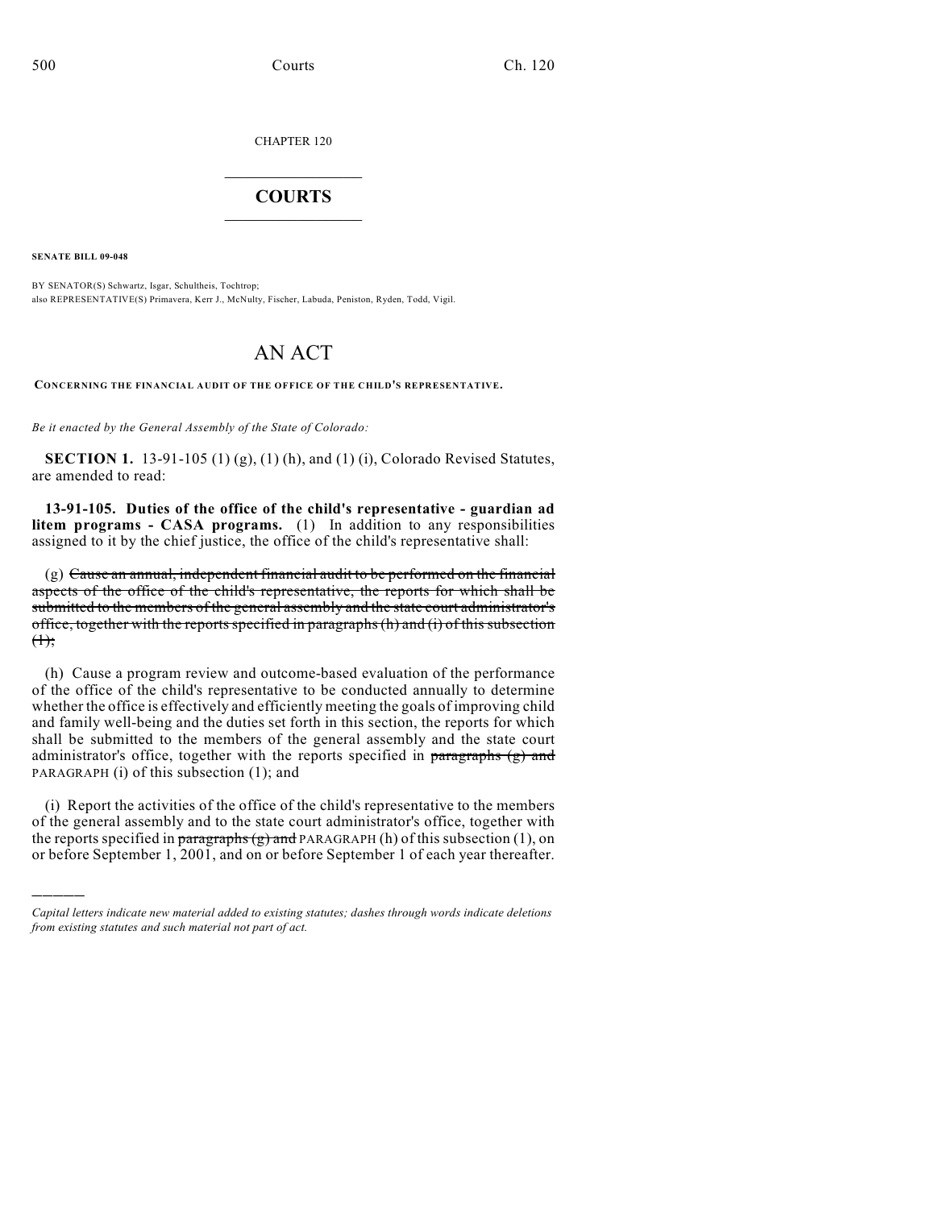CHAPTER 120

# COURTS

**SENATE BILL 09-048**

BY SENATOR(S) Schwartz, Isgar, Schultheis, Tochtrop;
also REPRESENTATIVE(S) Primavera, Kerr J., McNulty, Fischer, Labuda, Peniston, Ryden, Todd, Vigil.

# AN ACT

**CONCERNING THE FINANCIAL AUDIT OF THE OFFICE OF THE CHILD'S REPRESENTATIVE.**

*Be it enacted by the General Assembly of the State of Colorado:*

**SECTION 1.** 13-91-105 (1) (g), (1) (h), and (1) (i), Colorado Revised Statutes, are amended to read:

**13-91-105. Duties of the office of the child's representative - guardian ad litem programs - CASA programs.** (1) In addition to any responsibilities assigned to it by the chief justice, the office of the child's representative shall:

(g) ~~Cause an annual, independent financial audit to be performed on the financial aspects of the office of the child's representative, the reports for which shall be submitted to the members of the general assembly and the state court administrator's office, together with the reports specified in paragraphs (h) and (i) of this subsection (1);~~

(h) Cause a program review and outcome-based evaluation of the performance of the office of the child's representative to be conducted annually to determine whether the office is effectively and efficiently meeting the goals of improving child and family well-being and the duties set forth in this section, the reports for which shall be submitted to the members of the general assembly and the state court administrator's office, together with the reports specified in ~~paragraphs (g) and~~ PARAGRAPH (i) of this subsection (1); and

(i) Report the activities of the office of the child's representative to the members of the general assembly and to the state court administrator's office, together with the reports specified in ~~paragraphs (g) and~~ PARAGRAPH (h) of this subsection (1), on or before September 1, 2001, and on or before September 1 of each year thereafter.

---

*Capital letters indicate new material added to existing statutes; dashes through words indicate deletions from existing statutes and such material not part of act.*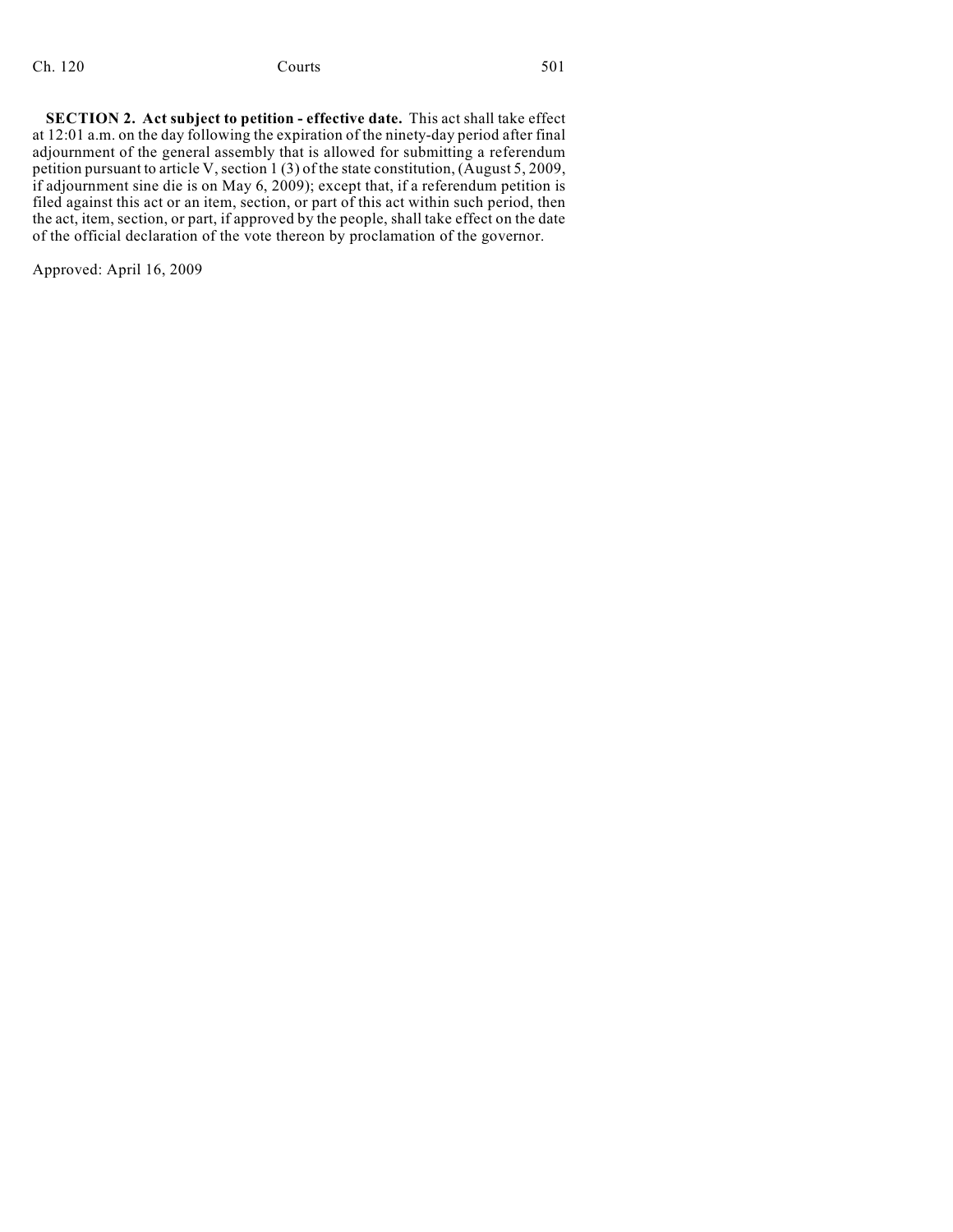**SECTION 2. Act subject to petition - effective date.** This act shall take effect at 12:01 a.m. on the day following the expiration of the ninety-day period after final adjournment of the general assembly that is allowed for submitting a referendum petition pursuant to article V, section 1 (3) of the state constitution, (August 5, 2009, if adjournment sine die is on May 6, 2009); except that, if a referendum petition is filed against this act or an item, section, or part of this act within such period, then the act, item, section, or part, if approved by the people, shall take effect on the date of the official declaration of the vote thereon by proclamation of the governor.

Approved: April 16, 2009